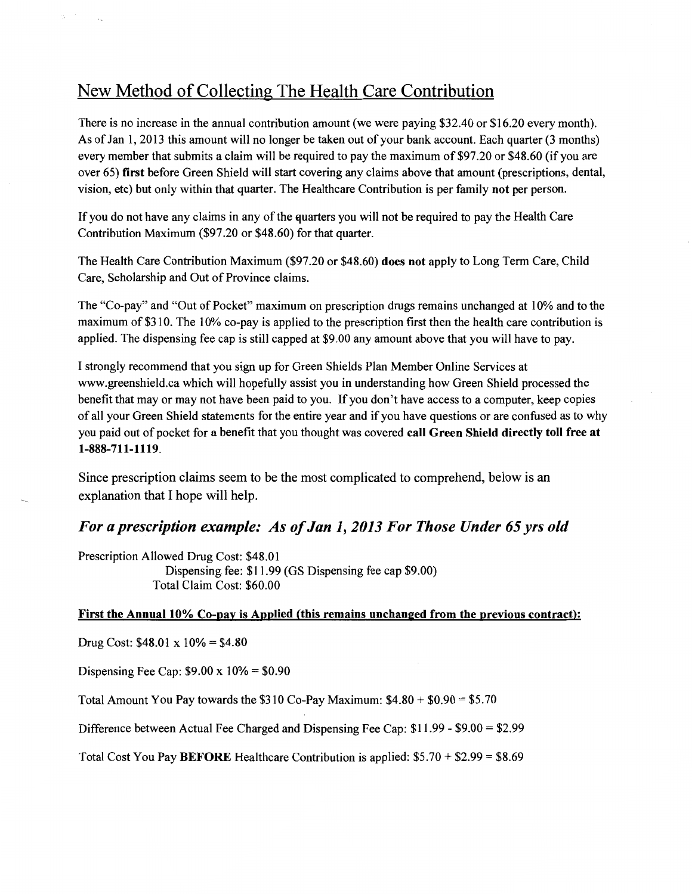## New Method of Collecting The Health Care Contribution

There is no increase in the annual contribution amount (we were paying $32.40 or $16.20 every month). As of Jan 1, 2013 this amount will no longer be taken out of your bank account. Each quarter (3 months) every member that submits a claim will be required to pay the maximum of $97.20 or $48.60 (if you are over 65) **first** before Green Shield will start covering any claims above that amount (prescriptions, dental, vision, etc) but only within that quarter. The Healthcare Contribution is per family **not** per person.

If you do not have any claims in any of the quarters you will not be required to pay the Health Care Contribution Maximum ($97.20 or $48.60) for that quarter.

The Health Care Contribution Maximum ($97.20 or $48.60) **does not** apply to Long Term Care, Child Care, Scholarship and Out of Province claims.

The "Co-pay" and "Out of Pocket" maximum on prescription drugs remains unchanged at 10% and to the maximum of $310. The 10% co-pay is applied to the prescription first then the health care contribution is applied. The dispensing fee cap is still capped at $9.00 any amount above that you will have to pay.

I strongly recommend that you sign up for Green Shields Plan Member Online Services at www.greenshield.ca which will hopefully assist you in understanding how Green Shield processed the benefit that may or may not have been paid to you. If you don't have access to a computer, keep copies of all your Green Shield statements for the entire year and if you have questions or are confused as to why you paid out of pocket for a benefit that you thought was covered **call Green Shield directly toll free at 1-888-711-1119**.

Since prescription claims seem to be the most complicated to comprehend, below is an explanation that I hope will help.

### *For a prescription example: As of Jan 1, 2013 For Those Under 65 yrs old*

Prescription Allowed Drug Cost: $48.01
Dispensing fee: $11.99 (GS Dispensing fee cap $9.00)
Total Claim Cost: $60.00

**First the Annual 10% Co-pay is Applied (this remains unchanged from the previous contract):**

Drug Cost: $48.01 x 10% = $4.80

Dispensing Fee Cap: $9.00 x 10% = $0.90

Total Amount You Pay towards the $310 Co-Pay Maximum: $4.80 + $0.90 = $5.70

Difference between Actual Fee Charged and Dispensing Fee Cap: $11.99 - $9.00 = $2.99

Total Cost You Pay **BEFORE** Healthcare Contribution is applied: $5.70 + $2.99 = $8.69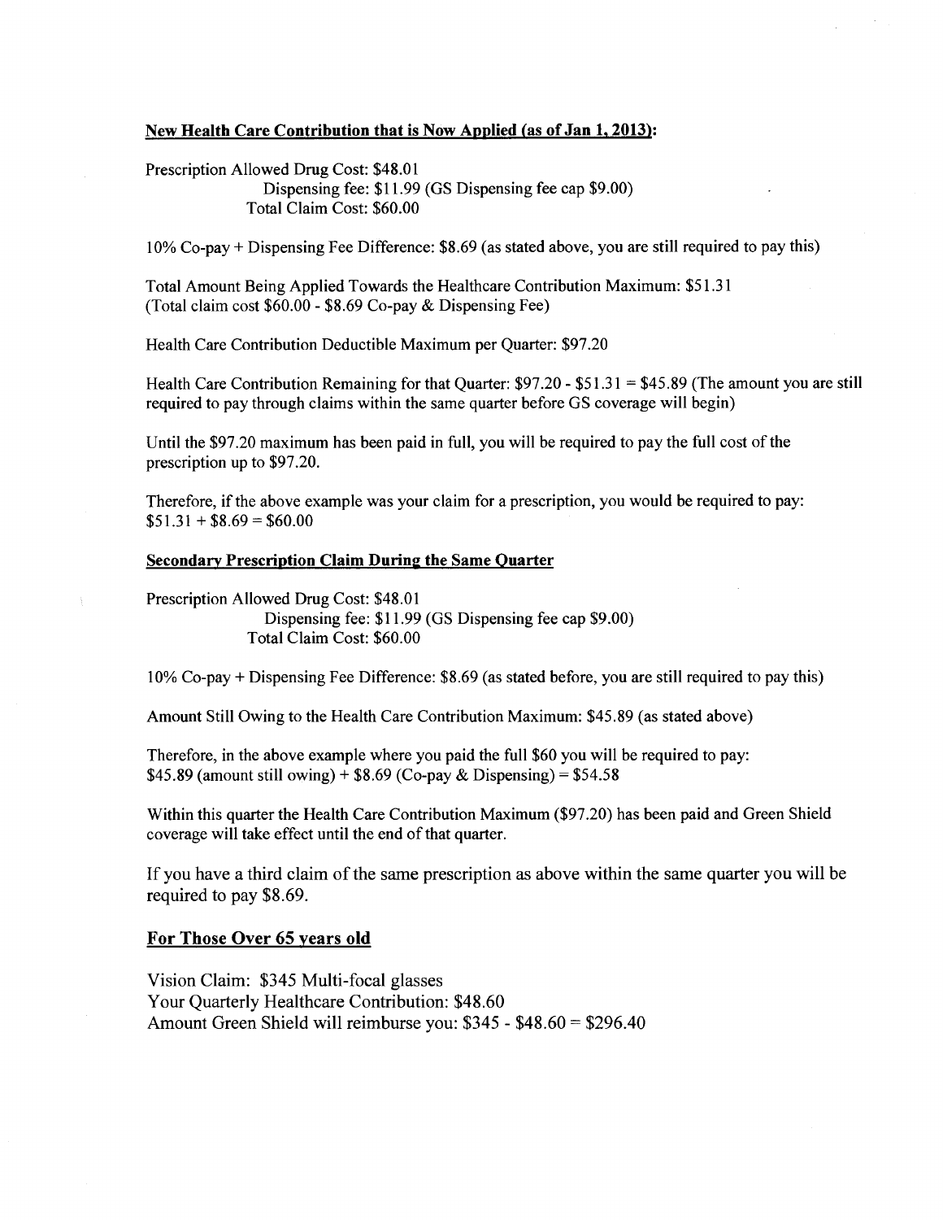**New Health Care Contribution that is Now Applied (as of Jan 1, 2013):**

Prescription Allowed Drug Cost: $48.01
Dispensing fee: $11.99 (GS Dispensing fee cap $9.00)
Total Claim Cost: $60.00

10% Co-pay + Dispensing Fee Difference: $8.69 (as stated above, you are still required to pay this)

Total Amount Being Applied Towards the Healthcare Contribution Maximum: $51.31
(Total claim cost $60.00 - $8.69 Co-pay & Dispensing Fee)

Health Care Contribution Deductible Maximum per Quarter: $97.20

Health Care Contribution Remaining for that Quarter: $97.20 - $51.31 = $45.89 (The amount you are still required to pay through claims within the same quarter before GS coverage will begin)

Until the $97.20 maximum has been paid in full, you will be required to pay the full cost of the prescription up to $97.20.

Therefore, if the above example was your claim for a prescription, you would be required to pay:
$51.31 + $8.69 = $60.00

**Secondary Prescription Claim During the Same Quarter**

Prescription Allowed Drug Cost: $48.01
Dispensing fee: $11.99 (GS Dispensing fee cap $9.00)
Total Claim Cost: $60.00

10% Co-pay + Dispensing Fee Difference: $8.69 (as stated before, you are still required to pay this)

Amount Still Owing to the Health Care Contribution Maximum: $45.89 (as stated above)

Therefore, in the above example where you paid the full $60 you will be required to pay:
$45.89 (amount still owing) + $8.69 (Co-pay & Dispensing) = $54.58

Within this quarter the Health Care Contribution Maximum ($97.20) has been paid and Green Shield coverage will take effect until the end of that quarter.

If you have a third claim of the same prescription as above within the same quarter you will be required to pay $8.69.

**For Those Over 65 years old**

Vision Claim: $345 Multi-focal glasses
Your Quarterly Healthcare Contribution: $48.60
Amount Green Shield will reimburse you: $345 - $48.60 = $296.40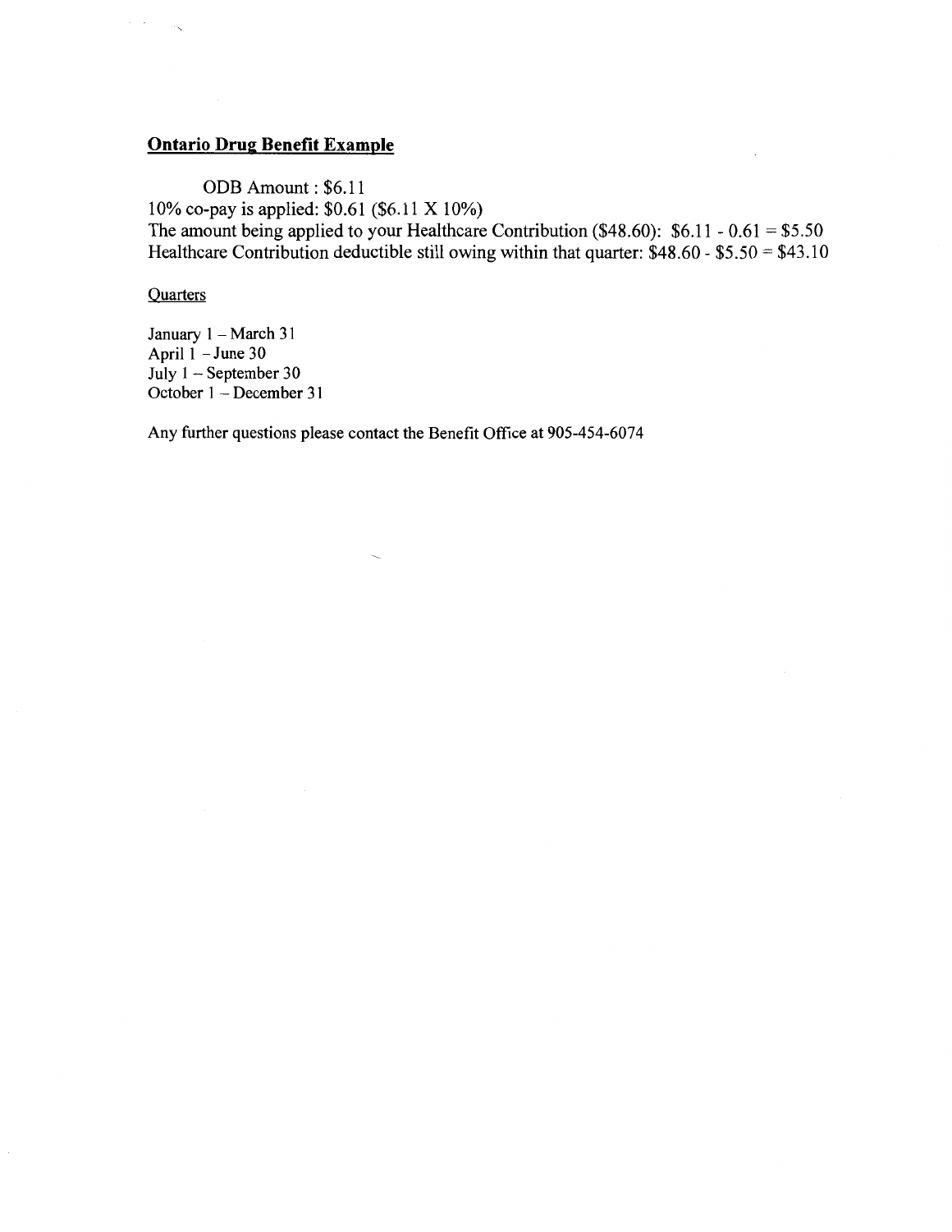**Ontario Drug Benefit Example**

ODB Amount : $6.11
10% co-pay is applied: $0.61 ($6.11 X 10%)
The amount being applied to your Healthcare Contribution ($48.60): $6.11 - 0.61 = $5.50
Healthcare Contribution deductible still owing within that quarter: $48.60 - $5.50 = $43.10

Quarters

January 1 – March 31
April 1 – June 30
July 1 – September 30
October 1 – December 31

Any further questions please contact the Benefit Office at 905-454-6074